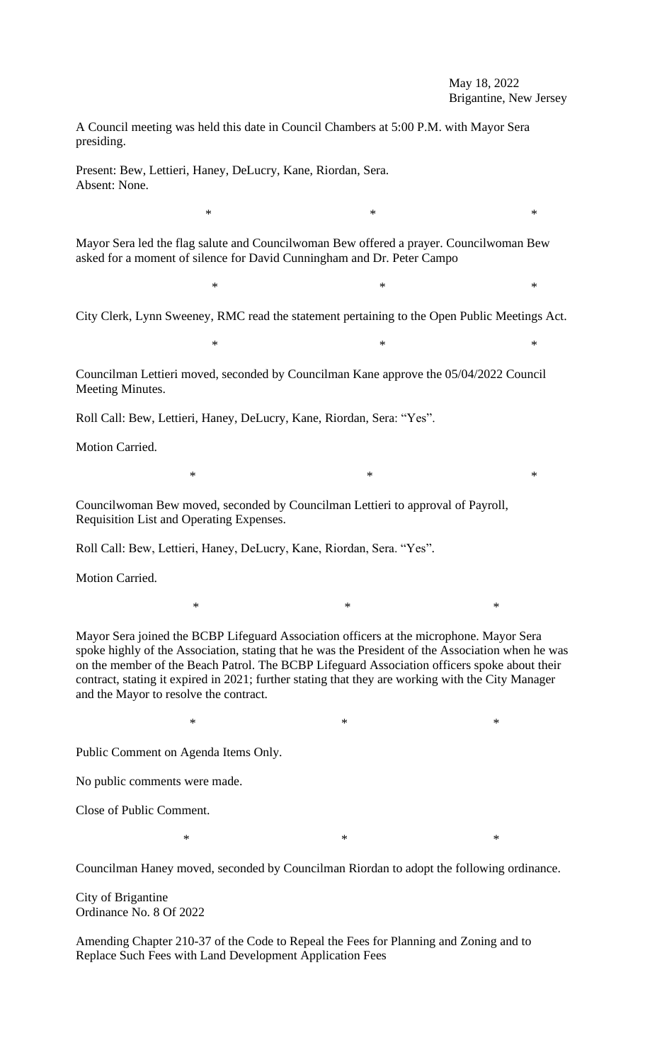May 18, 2022
Brigantine, New Jersey

A Council meeting was held this date in Council Chambers at 5:00 P.M. with Mayor Sera presiding.

Present: Bew, Lettieri, Haney, DeLucry, Kane, Riordan, Sera.
Absent: None.

\* \* \*

Mayor Sera led the flag salute and Councilwoman Bew offered a prayer. Councilwoman Bew asked for a moment of silence for David Cunningham and Dr. Peter Campo

\* \* \*

City Clerk, Lynn Sweeney, RMC read the statement pertaining to the Open Public Meetings Act.

\* \* \*

Councilman Lettieri moved, seconded by Councilman Kane approve the 05/04/2022 Council Meeting Minutes.

Roll Call: Bew, Lettieri, Haney, DeLucry, Kane, Riordan, Sera: "Yes".

Motion Carried.

\* \* \*

Councilwoman Bew moved, seconded by Councilman Lettieri to approval of Payroll, Requisition List and Operating Expenses.

Roll Call: Bew, Lettieri, Haney, DeLucry, Kane, Riordan, Sera. "Yes".

Motion Carried.

\* \* \*

Mayor Sera joined the BCBP Lifeguard Association officers at the microphone. Mayor Sera spoke highly of the Association, stating that he was the President of the Association when he was on the member of the Beach Patrol. The BCBP Lifeguard Association officers spoke about their contract, stating it expired in 2021; further stating that they are working with the City Manager and the Mayor to resolve the contract.

\* \* \*

Public Comment on Agenda Items Only.

No public comments were made.

Close of Public Comment.

\* \* \*

Councilman Haney moved, seconded by Councilman Riordan to adopt the following ordinance.

City of Brigantine
Ordinance No. 8 Of 2022

Amending Chapter 210-37 of the Code to Repeal the Fees for Planning and Zoning and to Replace Such Fees with Land Development Application Fees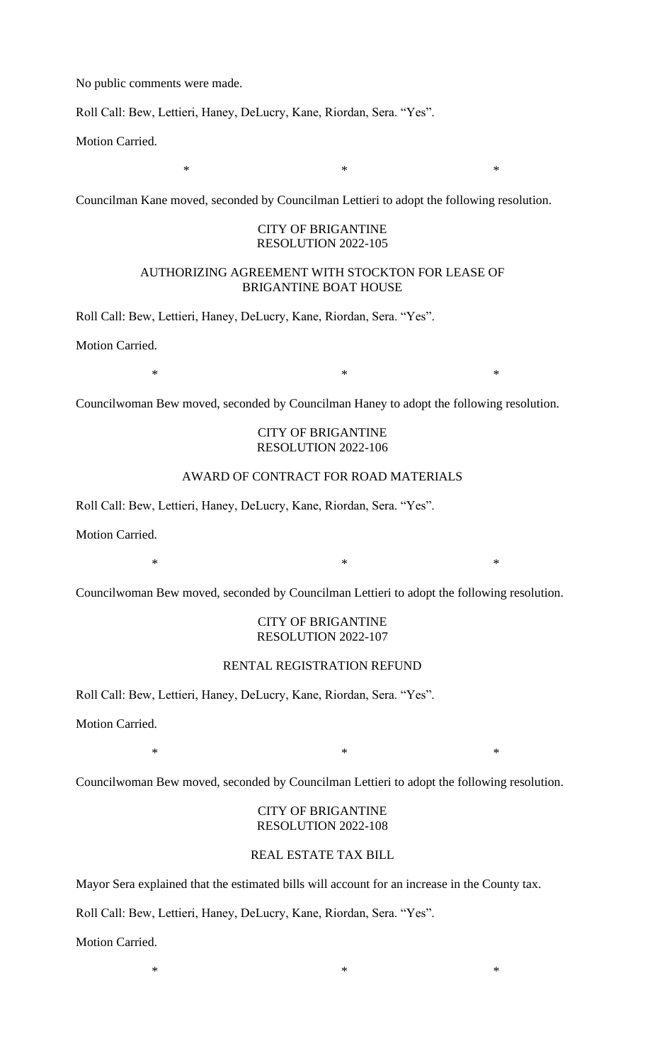No public comments were made.

Roll Call: Bew, Lettieri, Haney, DeLucry, Kane, Riordan, Sera. "Yes".

Motion Carried.

\*                    \*                    \*

Councilman Kane moved, seconded by Councilman Lettieri to adopt the following resolution.

CITY OF BRIGANTINE
RESOLUTION 2022-105

AUTHORIZING AGREEMENT WITH STOCKTON FOR LEASE OF BRIGANTINE BOAT HOUSE

Roll Call: Bew, Lettieri, Haney, DeLucry, Kane, Riordan, Sera. "Yes".

Motion Carried.

\*                    \*                    \*

Councilwoman Bew moved, seconded by Councilman Haney to adopt the following resolution.

CITY OF BRIGANTINE
RESOLUTION 2022-106

AWARD OF CONTRACT FOR ROAD MATERIALS

Roll Call: Bew, Lettieri, Haney, DeLucry, Kane, Riordan, Sera. "Yes".

Motion Carried.

\*                    \*                    \*

Councilwoman Bew moved, seconded by Councilman Lettieri to adopt the following resolution.

CITY OF BRIGANTINE
RESOLUTION 2022-107

RENTAL REGISTRATION REFUND

Roll Call: Bew, Lettieri, Haney, DeLucry, Kane, Riordan, Sera. "Yes".

Motion Carried.

\*                    \*                    \*

Councilwoman Bew moved, seconded by Councilman Lettieri to adopt the following resolution.

CITY OF BRIGANTINE
RESOLUTION 2022-108

REAL ESTATE TAX BILL

Mayor Sera explained that the estimated bills will account for an increase in the County tax.

Roll Call: Bew, Lettieri, Haney, DeLucry, Kane, Riordan, Sera. "Yes".

Motion Carried.

\*                    \*                    \*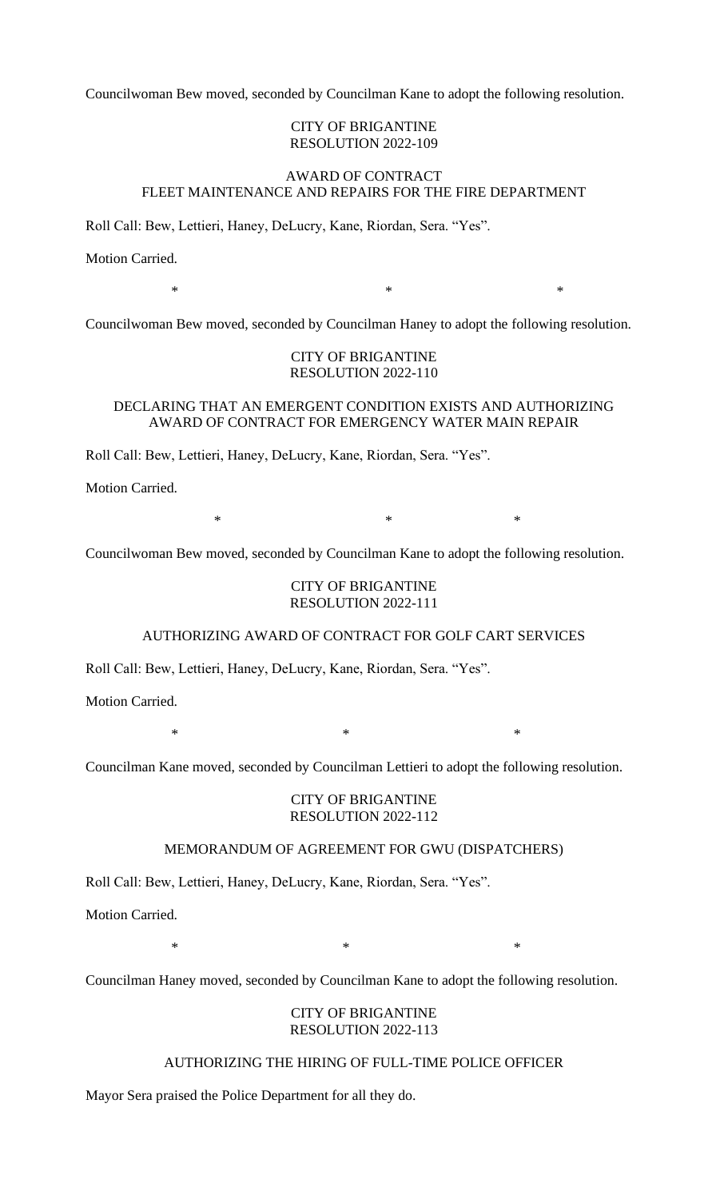Councilwoman Bew moved, seconded by Councilman Kane to adopt the following resolution.

CITY OF BRIGANTINE
RESOLUTION 2022-109

AWARD OF CONTRACT
FLEET MAINTENANCE AND REPAIRS FOR THE FIRE DEPARTMENT

Roll Call: Bew, Lettieri, Haney, DeLucry, Kane, Riordan, Sera. "Yes".

Motion Carried.

\*   \*   \*

Councilwoman Bew moved, seconded by Councilman Haney to adopt the following resolution.

CITY OF BRIGANTINE
RESOLUTION 2022-110

DECLARING THAT AN EMERGENT CONDITION EXISTS AND AUTHORIZING AWARD OF CONTRACT FOR EMERGENCY WATER MAIN REPAIR

Roll Call: Bew, Lettieri, Haney, DeLucry, Kane, Riordan, Sera. "Yes".

Motion Carried.

\*   \*   \*

Councilwoman Bew moved, seconded by Councilman Kane to adopt the following resolution.

CITY OF BRIGANTINE
RESOLUTION 2022-111

AUTHORIZING AWARD OF CONTRACT FOR GOLF CART SERVICES

Roll Call: Bew, Lettieri, Haney, DeLucry, Kane, Riordan, Sera. "Yes".

Motion Carried.

\*   \*   \*

Councilman Kane moved, seconded by Councilman Lettieri to adopt the following resolution.

CITY OF BRIGANTINE
RESOLUTION 2022-112

MEMORANDUM OF AGREEMENT FOR GWU (DISPATCHERS)

Roll Call: Bew, Lettieri, Haney, DeLucry, Kane, Riordan, Sera. "Yes".

Motion Carried.

\*   \*   \*

Councilman Haney moved, seconded by Councilman Kane to adopt the following resolution.

CITY OF BRIGANTINE
RESOLUTION 2022-113

AUTHORIZING THE HIRING OF FULL-TIME POLICE OFFICER

Mayor Sera praised the Police Department for all they do.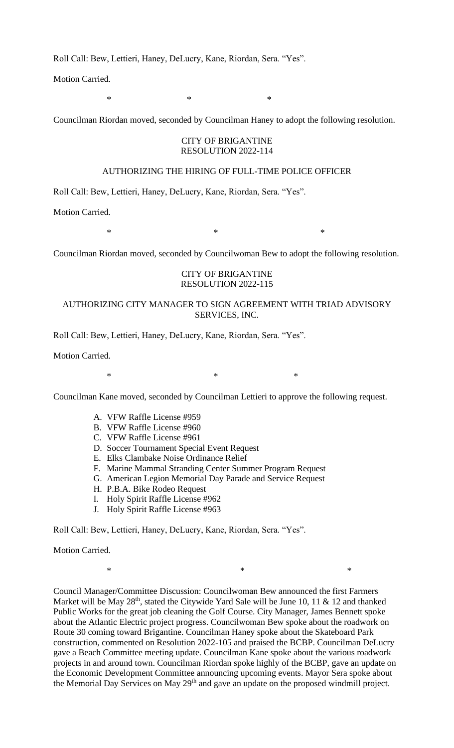Roll Call: Bew, Lettieri, Haney, DeLucry, Kane, Riordan, Sera. "Yes".

Motion Carried.

\* \* \*

Councilman Riordan moved, seconded by Councilman Haney to adopt the following resolution.

CITY OF BRIGANTINE
RESOLUTION 2022-114

AUTHORIZING THE HIRING OF FULL-TIME POLICE OFFICER

Roll Call: Bew, Lettieri, Haney, DeLucry, Kane, Riordan, Sera. "Yes".

Motion Carried.

\* \* \*

Councilman Riordan moved, seconded by Councilwoman Bew to adopt the following resolution.

CITY OF BRIGANTINE
RESOLUTION 2022-115

AUTHORIZING CITY MANAGER TO SIGN AGREEMENT WITH TRIAD ADVISORY SERVICES, INC.

Roll Call: Bew, Lettieri, Haney, DeLucry, Kane, Riordan, Sera. "Yes".

Motion Carried.

\* \* \*

Councilman Kane moved, seconded by Councilman Lettieri to approve the following request.

A. VFW Raffle License #959
B. VFW Raffle License #960
C. VFW Raffle License #961
D. Soccer Tournament Special Event Request
E. Elks Clambake Noise Ordinance Relief
F. Marine Mammal Stranding Center Summer Program Request
G. American Legion Memorial Day Parade and Service Request
H. P.B.A. Bike Rodeo Request
I. Holy Spirit Raffle License #962
J. Holy Spirit Raffle License #963

Roll Call: Bew, Lettieri, Haney, DeLucry, Kane, Riordan, Sera. "Yes".

Motion Carried.

\* \* \*

Council Manager/Committee Discussion: Councilwoman Bew announced the first Farmers Market will be May 28th, stated the Citywide Yard Sale will be June 10, 11 & 12 and thanked Public Works for the great job cleaning the Golf Course. City Manager, James Bennett spoke about the Atlantic Electric project progress. Councilwoman Bew spoke about the roadwork on Route 30 coming toward Brigantine. Councilman Haney spoke about the Skateboard Park construction, commented on Resolution 2022-105 and praised the BCBP. Councilman DeLucry gave a Beach Committee meeting update. Councilman Kane spoke about the various roadwork projects in and around town. Councilman Riordan spoke highly of the BCBP, gave an update on the Economic Development Committee announcing upcoming events. Mayor Sera spoke about the Memorial Day Services on May 29th and gave an update on the proposed windmill project.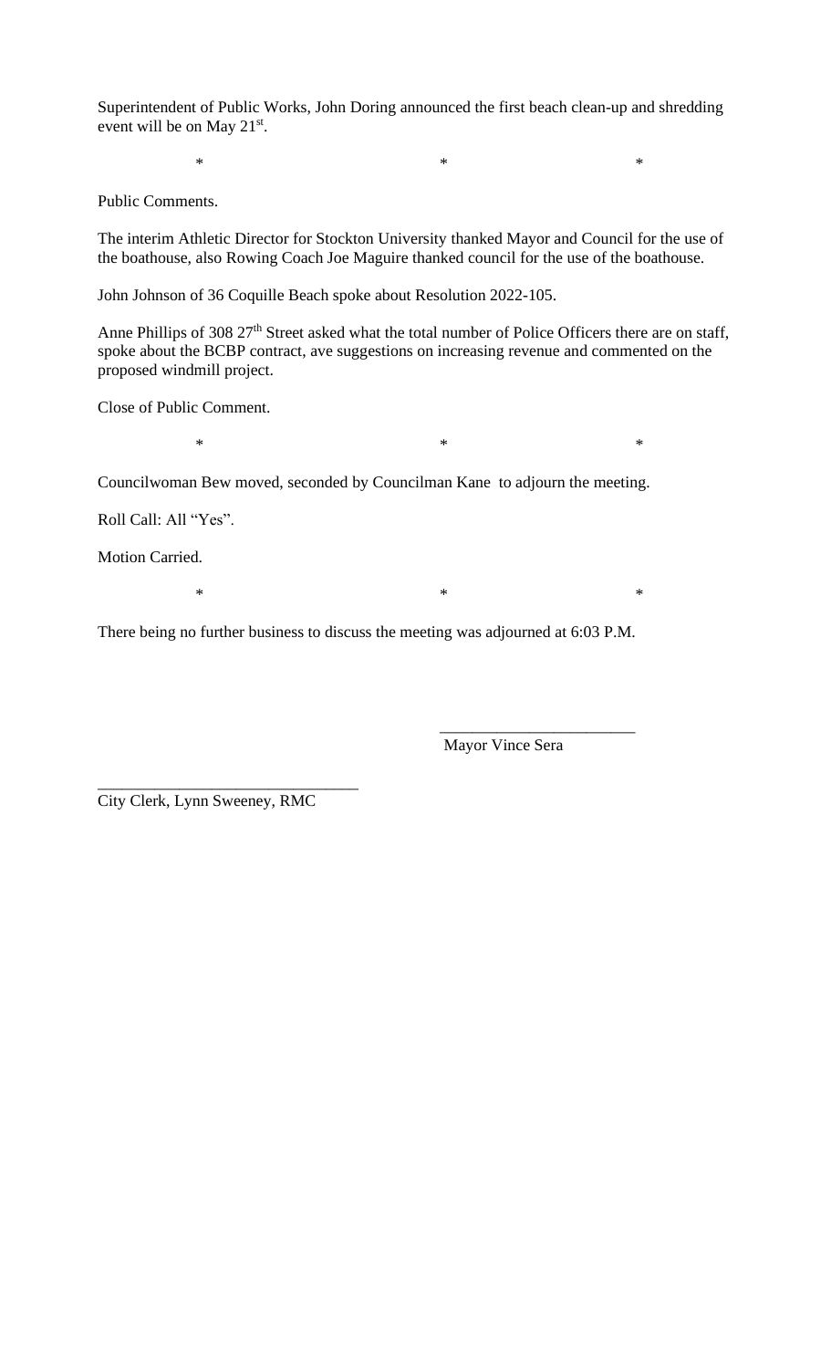Superintendent of Public Works, John Doring announced the first beach clean-up and shredding event will be on May 21st.

\* \* \*

Public Comments.

The interim Athletic Director for Stockton University thanked Mayor and Council for the use of the boathouse, also Rowing Coach Joe Maguire thanked council for the use of the boathouse.

John Johnson of 36 Coquille Beach spoke about Resolution 2022-105.

Anne Phillips of 308 27th Street asked what the total number of Police Officers there are on staff, spoke about the BCBP contract, ave suggestions on increasing revenue and commented on the proposed windmill project.

Close of Public Comment.

\* \* \*

Councilwoman Bew moved, seconded by Councilman Kane to adjourn the meeting.

Roll Call: All "Yes".

Motion Carried.

\* \* \*

There being no further business to discuss the meeting was adjourned at 6:03 P.M.

\_\_\_\_\_\_\_\_\_\_\_\_\_\_\_\_\_\_\_\_\_\_\_\_

Mayor Vince Sera

\_\_\_\_\_\_\_\_\_\_\_\_\_\_\_\_\_\_\_\_\_\_\_\_\_\_\_\_\_\_\_\_

City Clerk, Lynn Sweeney, RMC